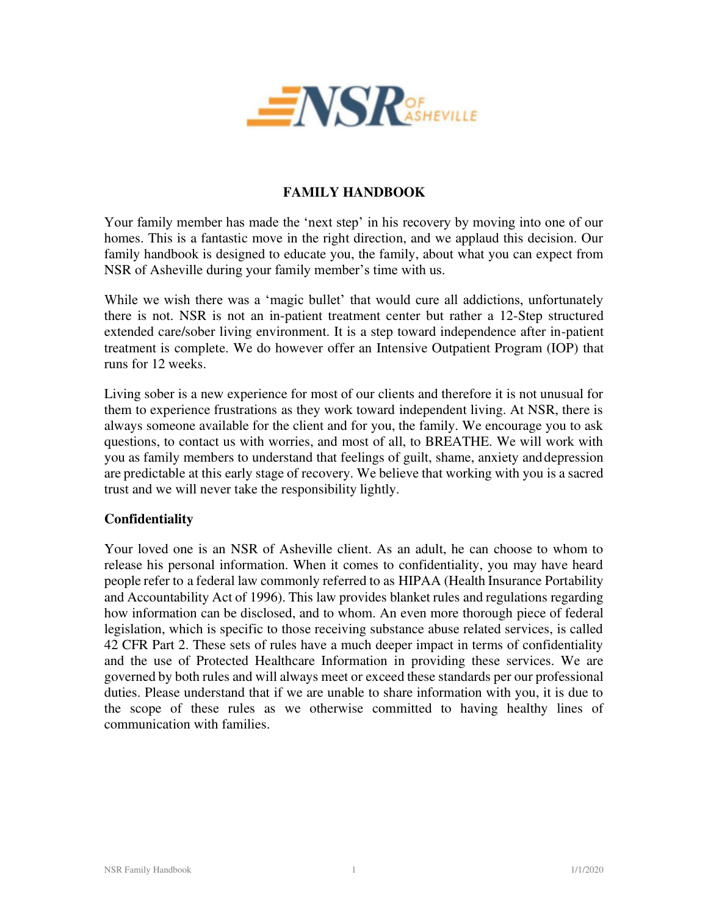# FAMILY HANDBOOK

Your family member has made the 'next step' in his recovery by moving into one of our homes. This is a fantastic move in the right direction, and we applaud this decision. Our family handbook is designed to educate you, the family, about what you can expect from NSR of Asheville during your family member's time with us.

While we wish there was a 'magic bullet' that would cure all addictions, unfortunately there is not. NSR is not an in-patient treatment center but rather a 12-Step structured extended care/sober living environment. It is a step toward independence after in-patient treatment is complete. We do however offer an Intensive Outpatient Program (IOP) that runs for 12 weeks.

Living sober is a new experience for most of our clients and therefore it is not unusual for them to experience frustrations as they work toward independent living. At NSR, there is always someone available for the client and for you, the family. We encourage you to ask questions, to contact us with worries, and most of all, to BREATHE. We will work with you as family members to understand that feelings of guilt, shame, anxiety and depression are predictable at this early stage of recovery. We believe that working with you is a sacred trust and we will never take the responsibility lightly.

## Confidentiality

Your loved one is an NSR of Asheville client. As an adult, he can choose to whom to release his personal information. When it comes to confidentiality, you may have heard people refer to a federal law commonly referred to as HIPAA (Health Insurance Portability and Accountability Act of 1996). This law provides blanket rules and regulations regarding how information can be disclosed, and to whom. An even more thorough piece of federal legislation, which is specific to those receiving substance abuse related services, is called 42 CFR Part 2. These sets of rules have a much deeper impact in terms of confidentiality and the use of Protected Healthcare Information in providing these services. We are governed by both rules and will always meet or exceed these standards per our professional duties. Please understand that if we are unable to share information with you, it is due to the scope of these rules as we otherwise committed to having healthy lines of communication with families.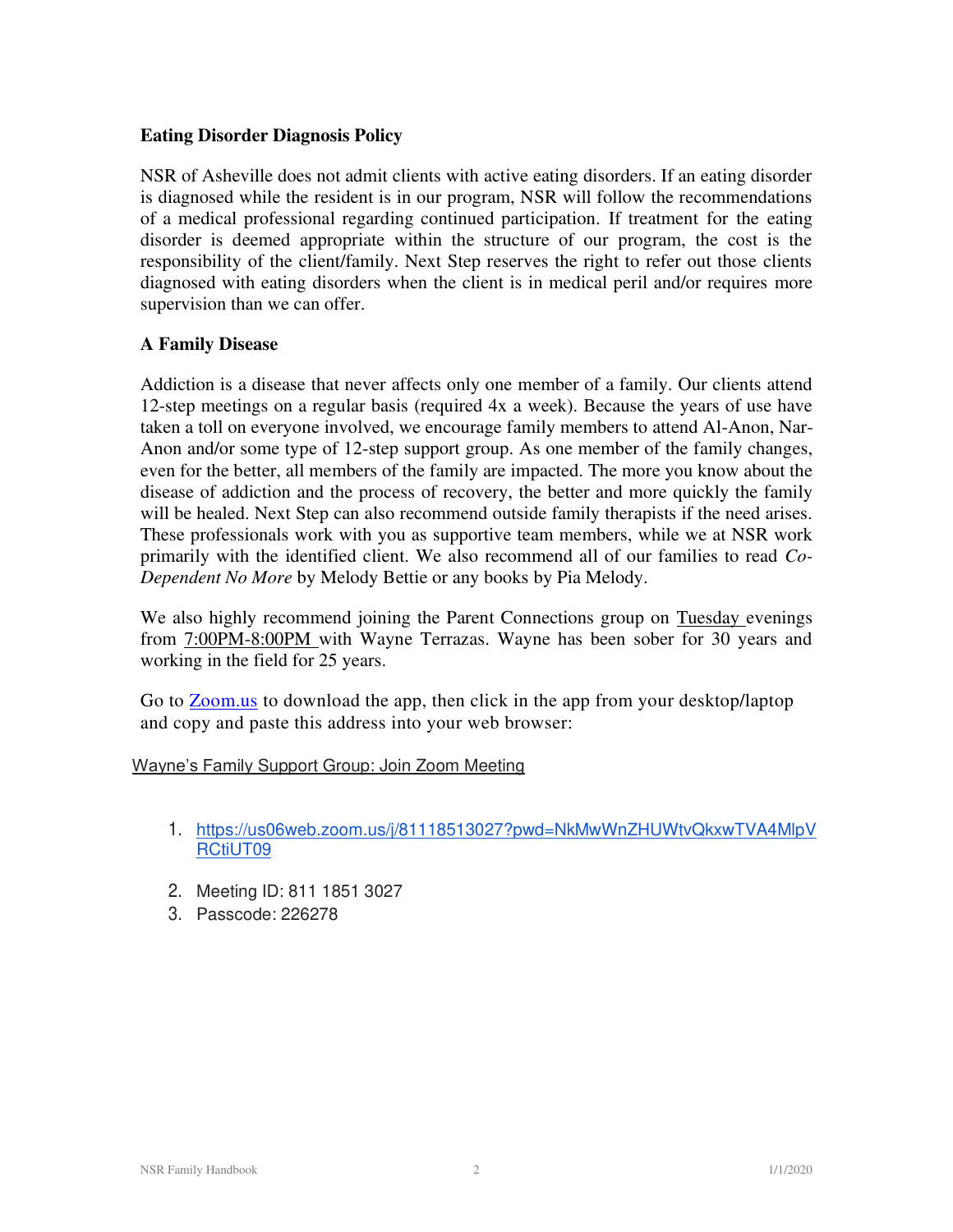**Eating Disorder Diagnosis Policy**

NSR of Asheville does not admit clients with active eating disorders. If an eating disorder is diagnosed while the resident is in our program, NSR will follow the recommendations of a medical professional regarding continued participation. If treatment for the eating disorder is deemed appropriate within the structure of our program, the cost is the responsibility of the client/family. Next Step reserves the right to refer out those clients diagnosed with eating disorders when the client is in medical peril and/or requires more supervision than we can offer.

**A Family Disease**

Addiction is a disease that never affects only one member of a family. Our clients attend 12-step meetings on a regular basis (required 4x a week). Because the years of use have taken a toll on everyone involved, we encourage family members to attend Al-Anon, Nar-Anon and/or some type of 12-step support group. As one member of the family changes, even for the better, all members of the family are impacted. The more you know about the disease of addiction and the process of recovery, the better and more quickly the family will be healed. Next Step can also recommend outside family therapists if the need arises. These professionals work with you as supportive team members, while we at NSR work primarily with the identified client. We also recommend all of our families to read *Co-Dependent No More* by Melody Bettie or any books by Pia Melody.

We also highly recommend joining the Parent Connections group on Tuesday evenings from 7:00PM-8:00PM with Wayne Terrazas. Wayne has been sober for 30 years and working in the field for 25 years.

Go to Zoom.us to download the app, then click in the app from your desktop/laptop and copy and paste this address into your web browser:

Wayne's Family Support Group: Join Zoom Meeting

1. https://us06web.zoom.us/j/81118513027?pwd=NkMwWnZHUWtvQkxwTVA4MlpVRCtiUT09
2. Meeting ID: 811 1851 3027
3. Passcode: 226278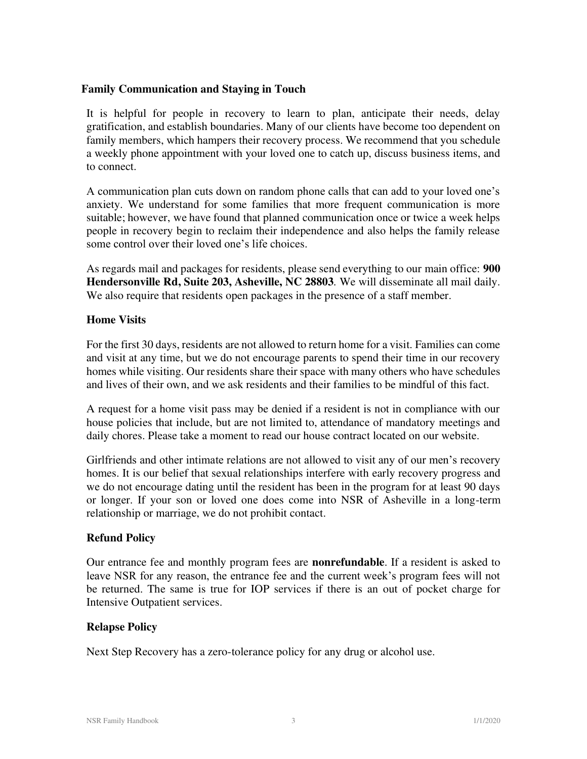## Family Communication and Staying in Touch

It is helpful for people in recovery to learn to plan, anticipate their needs, delay gratification, and establish boundaries. Many of our clients have become too dependent on family members, which hampers their recovery process. We recommend that you schedule a weekly phone appointment with your loved one to catch up, discuss business items, and to connect.

A communication plan cuts down on random phone calls that can add to your loved one's anxiety. We understand for some families that more frequent communication is more suitable; however, we have found that planned communication once or twice a week helps people in recovery begin to reclaim their independence and also helps the family release some control over their loved one's life choices.

As regards mail and packages for residents, please send everything to our main office: **900 Hendersonville Rd, Suite 203, Asheville, NC 28803**. We will disseminate all mail daily. We also require that residents open packages in the presence of a staff member.

## Home Visits

For the first 30 days, residents are not allowed to return home for a visit. Families can come and visit at any time, but we do not encourage parents to spend their time in our recovery homes while visiting. Our residents share their space with many others who have schedules and lives of their own, and we ask residents and their families to be mindful of this fact.

A request for a home visit pass may be denied if a resident is not in compliance with our house policies that include, but are not limited to, attendance of mandatory meetings and daily chores. Please take a moment to read our house contract located on our website.

Girlfriends and other intimate relations are not allowed to visit any of our men's recovery homes. It is our belief that sexual relationships interfere with early recovery progress and we do not encourage dating until the resident has been in the program for at least 90 days or longer. If your son or loved one does come into NSR of Asheville in a long-term relationship or marriage, we do not prohibit contact.

## Refund Policy

Our entrance fee and monthly program fees are **nonrefundable**. If a resident is asked to leave NSR for any reason, the entrance fee and the current week's program fees will not be returned. The same is true for IOP services if there is an out of pocket charge for Intensive Outpatient services.

## Relapse Policy

Next Step Recovery has a zero-tolerance policy for any drug or alcohol use.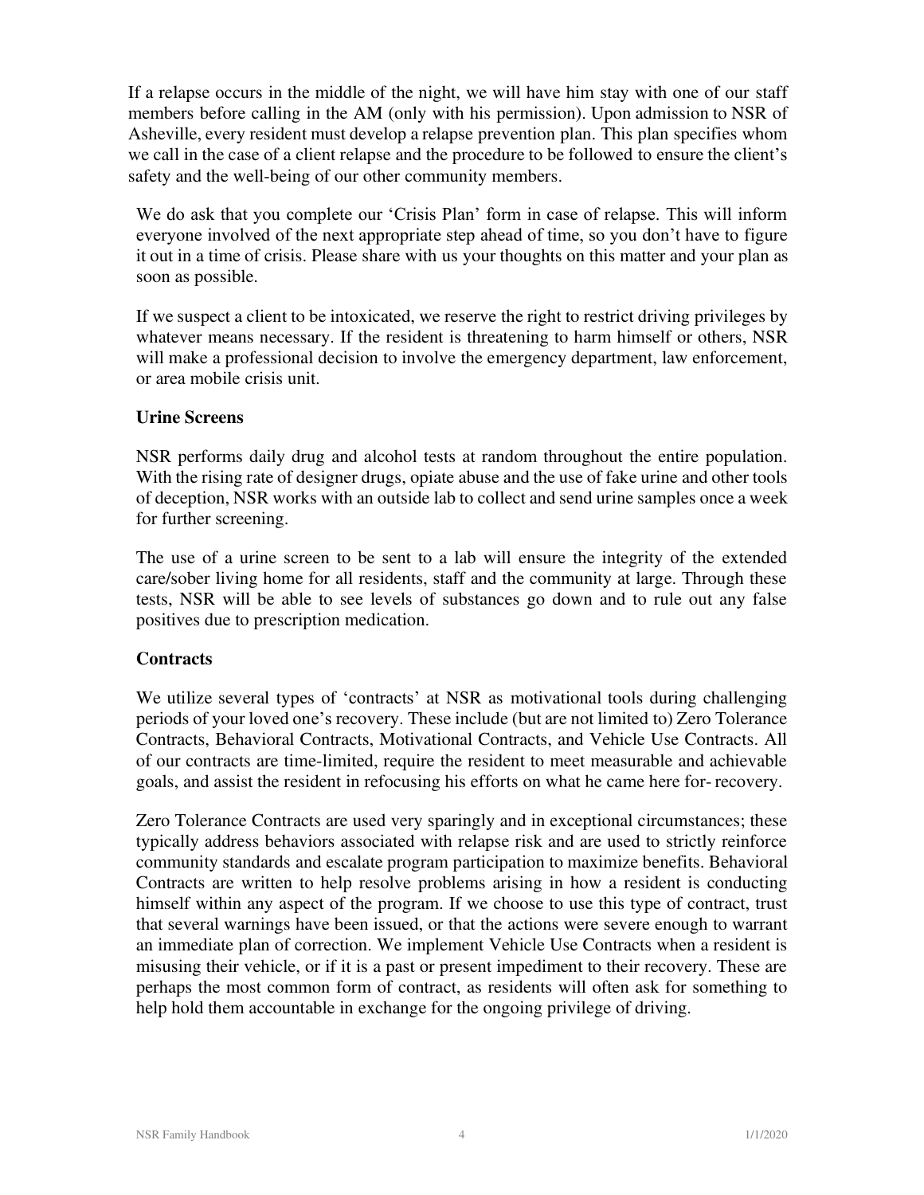If a relapse occurs in the middle of the night, we will have him stay with one of our staff members before calling in the AM (only with his permission). Upon admission to NSR of Asheville, every resident must develop a relapse prevention plan. This plan specifies whom we call in the case of a client relapse and the procedure to be followed to ensure the client's safety and the well-being of our other community members.

We do ask that you complete our 'Crisis Plan' form in case of relapse. This will inform everyone involved of the next appropriate step ahead of time, so you don't have to figure it out in a time of crisis. Please share with us your thoughts on this matter and your plan as soon as possible.

If we suspect a client to be intoxicated, we reserve the right to restrict driving privileges by whatever means necessary. If the resident is threatening to harm himself or others, NSR will make a professional decision to involve the emergency department, law enforcement, or area mobile crisis unit.

**Urine Screens**

NSR performs daily drug and alcohol tests at random throughout the entire population. With the rising rate of designer drugs, opiate abuse and the use of fake urine and other tools of deception, NSR works with an outside lab to collect and send urine samples once a week for further screening.

The use of a urine screen to be sent to a lab will ensure the integrity of the extended care/sober living home for all residents, staff and the community at large. Through these tests, NSR will be able to see levels of substances go down and to rule out any false positives due to prescription medication.

**Contracts**

We utilize several types of 'contracts' at NSR as motivational tools during challenging periods of your loved one's recovery. These include (but are not limited to) Zero Tolerance Contracts, Behavioral Contracts, Motivational Contracts, and Vehicle Use Contracts. All of our contracts are time-limited, require the resident to meet measurable and achievable goals, and assist the resident in refocusing his efforts on what he came here for- recovery.

Zero Tolerance Contracts are used very sparingly and in exceptional circumstances; these typically address behaviors associated with relapse risk and are used to strictly reinforce community standards and escalate program participation to maximize benefits. Behavioral Contracts are written to help resolve problems arising in how a resident is conducting himself within any aspect of the program. If we choose to use this type of contract, trust that several warnings have been issued, or that the actions were severe enough to warrant an immediate plan of correction. We implement Vehicle Use Contracts when a resident is misusing their vehicle, or if it is a past or present impediment to their recovery. These are perhaps the most common form of contract, as residents will often ask for something to help hold them accountable in exchange for the ongoing privilege of driving.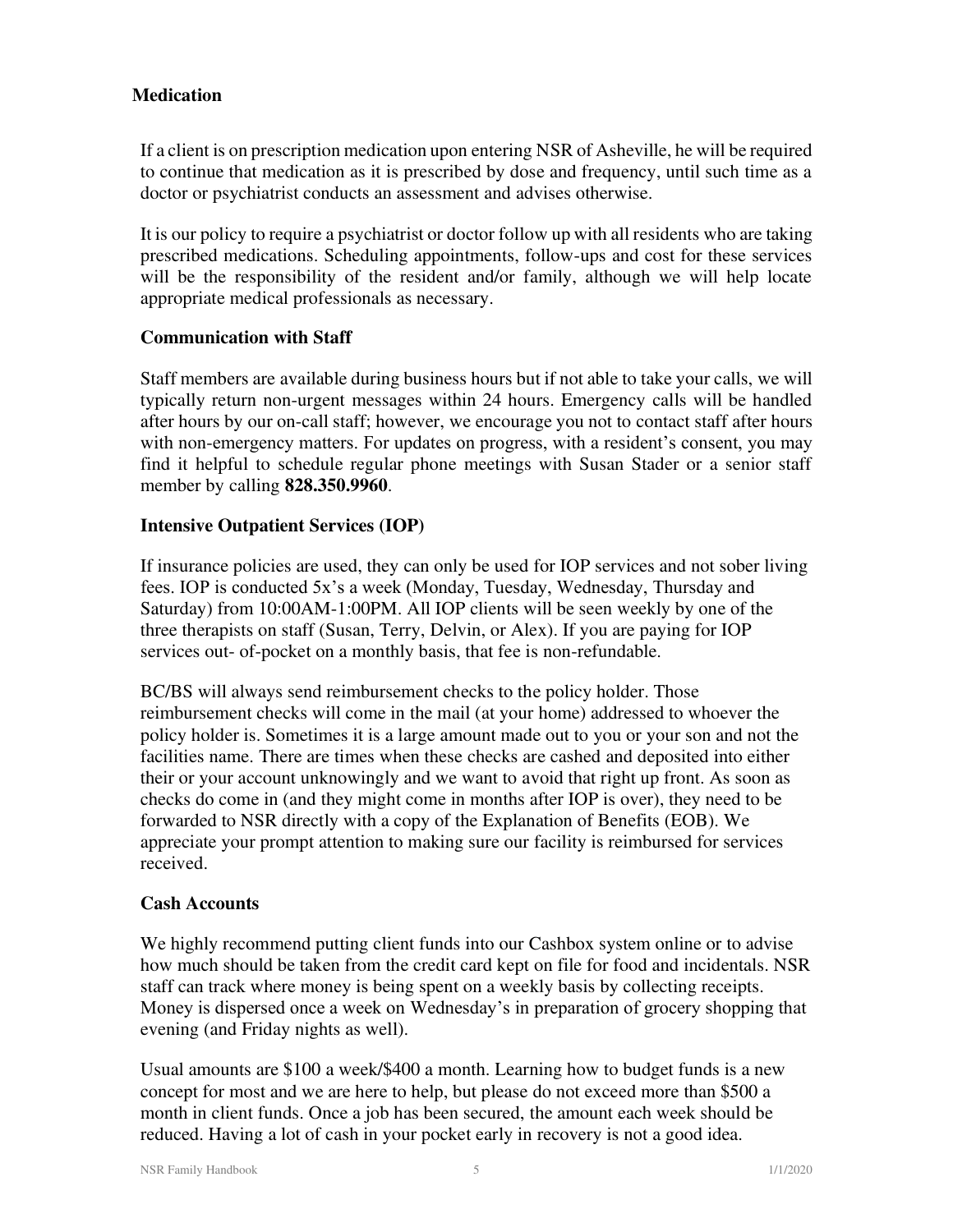## Medication

If a client is on prescription medication upon entering NSR of Asheville, he will be required to continue that medication as it is prescribed by dose and frequency, until such time as a doctor or psychiatrist conducts an assessment and advises otherwise.

It is our policy to require a psychiatrist or doctor follow up with all residents who are taking prescribed medications. Scheduling appointments, follow-ups and cost for these services will be the responsibility of the resident and/or family, although we will help locate appropriate medical professionals as necessary.

## Communication with Staff

Staff members are available during business hours but if not able to take your calls, we will typically return non-urgent messages within 24 hours. Emergency calls will be handled after hours by our on-call staff; however, we encourage you not to contact staff after hours with non-emergency matters. For updates on progress, with a resident's consent, you may find it helpful to schedule regular phone meetings with Susan Stader or a senior staff member by calling **828.350.9960**.

## Intensive Outpatient Services (IOP)

If insurance policies are used, they can only be used for IOP services and not sober living fees. IOP is conducted 5x's a week (Monday, Tuesday, Wednesday, Thursday and Saturday) from 10:00AM-1:00PM. All IOP clients will be seen weekly by one of the three therapists on staff (Susan, Terry, Delvin, or Alex). If you are paying for IOP services out- of-pocket on a monthly basis, that fee is non-refundable.

BC/BS will always send reimbursement checks to the policy holder. Those reimbursement checks will come in the mail (at your home) addressed to whoever the policy holder is. Sometimes it is a large amount made out to you or your son and not the facilities name. There are times when these checks are cashed and deposited into either their or your account unknowingly and we want to avoid that right up front. As soon as checks do come in (and they might come in months after IOP is over), they need to be forwarded to NSR directly with a copy of the Explanation of Benefits (EOB). We appreciate your prompt attention to making sure our facility is reimbursed for services received.

## Cash Accounts

We highly recommend putting client funds into our Cashbox system online or to advise how much should be taken from the credit card kept on file for food and incidentals. NSR staff can track where money is being spent on a weekly basis by collecting receipts. Money is dispersed once a week on Wednesday's in preparation of grocery shopping that evening (and Friday nights as well).

Usual amounts are $100 a week/$400 a month. Learning how to budget funds is a new concept for most and we are here to help, but please do not exceed more than $500 a month in client funds. Once a job has been secured, the amount each week should be reduced. Having a lot of cash in your pocket early in recovery is not a good idea.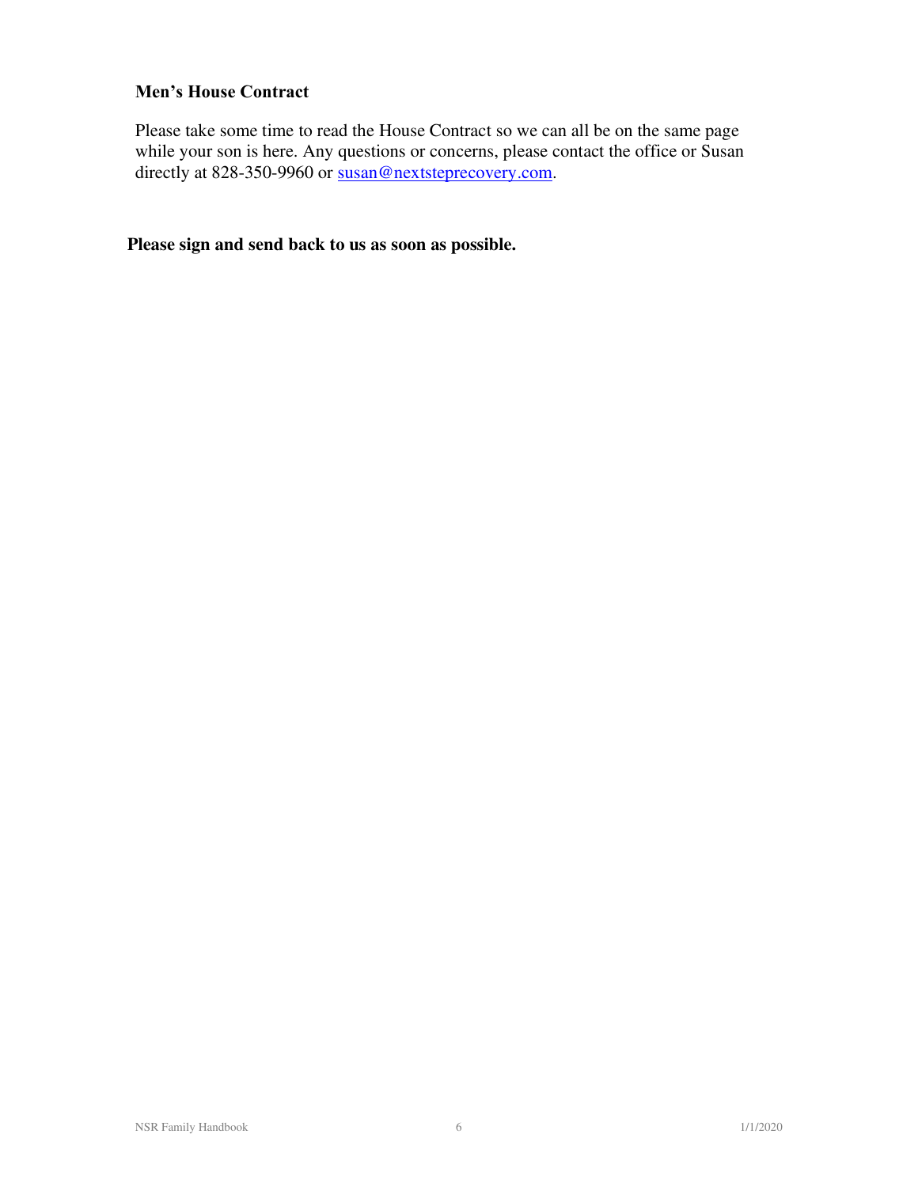### Men's House Contract

Please take some time to read the House Contract so we can all be on the same page while your son is here. Any questions or concerns, please contact the office or Susan directly at 828-350-9960 or susan@nextsteprecovery.com.

**Please sign and send back to us as soon as possible.**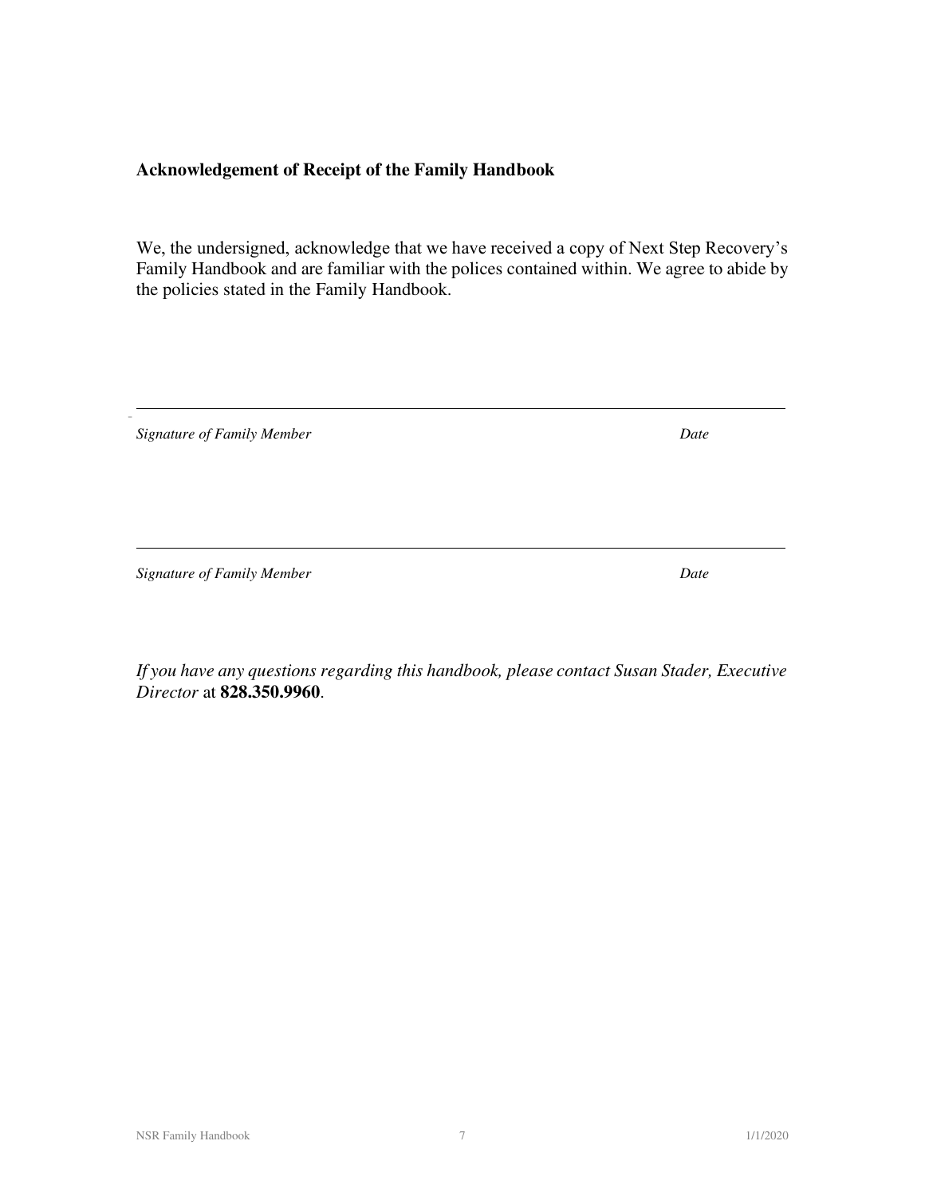**Acknowledgement of Receipt of the Family Handbook**

We, the undersigned, acknowledge that we have received a copy of Next Step Recovery's Family Handbook and are familiar with the polices contained within. We agree to abide by the policies stated in the Family Handbook.

\_\_\_\_\_\_\_\_\_\_\_\_\_\_\_\_\_\_\_\_\_\_\_\_\_\_\_\_\_\_\_\_\_\_\_\_\_\_\_\_\_\_\_\_\_\_\_\_\_\_\_\_\_\_\_\_\_\_\_\_\_\_\_\_\_\_\_\_

*Signature of Family Member* *Date*

\_\_\_\_\_\_\_\_\_\_\_\_\_\_\_\_\_\_\_\_\_\_\_\_\_\_\_\_\_\_\_\_\_\_\_\_\_\_\_\_\_\_\_\_\_\_\_\_\_\_\_\_\_\_\_\_\_\_\_\_\_\_\_\_\_\_\_\_

*Signature of Family Member* *Date*

*If you have any questions regarding this handbook, please contact Susan Stader, Executive Director* at **828.350.9960**.